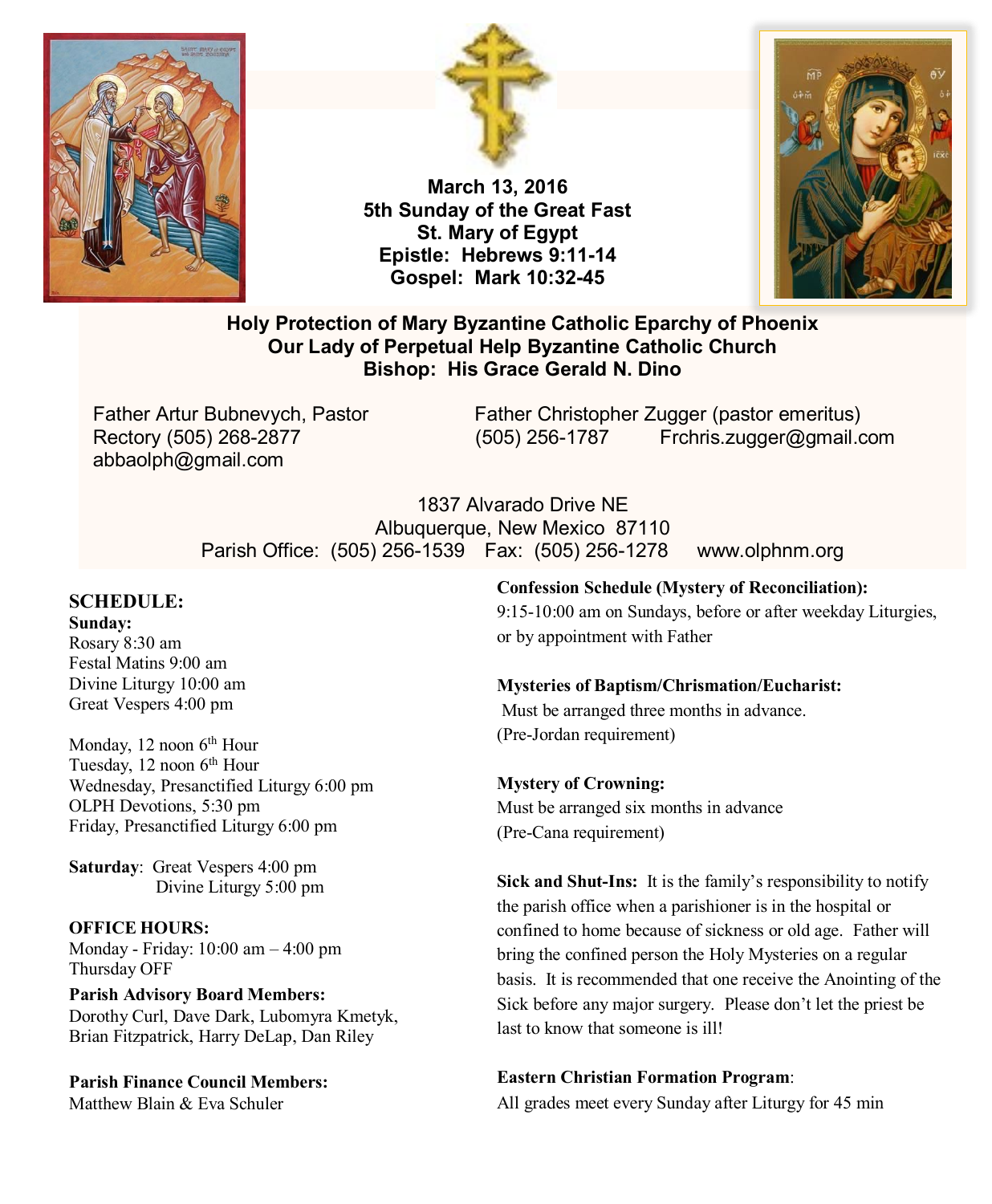**March 13, 2016**
**5th Sunday of the Great Fast**
**St. Mary of Egypt**
**Epistle: Hebrews 9:11-14**
**Gospel: Mark 10:32-45**

**Holy Protection of Mary Byzantine Catholic Eparchy of Phoenix**
**Our Lady of Perpetual Help Byzantine Catholic Church**
**Bishop: His Grace Gerald N. Dino**

Father Artur Bubnevych, Pastor
Rectory (505) 268-2877
abbaolph@gmail.com

Father Christopher Zugger (pastor emeritus)
(505) 256-1787 Frchris.zugger@gmail.com

1837 Alvarado Drive NE
Albuquerque, New Mexico 87110
Parish Office: (505) 256-1539 Fax: (505) 256-1278 www.olphnm.org

## SCHEDULE:

**Sunday:**
Rosary 8:30 am
Festal Matins 9:00 am
Divine Liturgy 10:00 am
Great Vespers 4:00 pm

Monday, 12 noon 6th Hour
Tuesday, 12 noon 6th Hour
Wednesday, Presanctified Liturgy 6:00 pm
OLPH Devotions, 5:30 pm
Friday, Presanctified Liturgy 6:00 pm

**Saturday**: Great Vespers 4:00 pm
Divine Liturgy 5:00 pm

**OFFICE HOURS:**
Monday - Friday: 10:00 am – 4:00 pm
Thursday OFF

**Parish Advisory Board Members:**
Dorothy Curl, Dave Dark, Lubomyra Kmetyk, Brian Fitzpatrick, Harry DeLap, Dan Riley

**Parish Finance Council Members:**
Matthew Blain & Eva Schuler

**Confession Schedule (Mystery of Reconciliation):**
9:15-10:00 am on Sundays, before or after weekday Liturgies, or by appointment with Father

**Mysteries of Baptism/Chrismation/Eucharist:**
Must be arranged three months in advance.
(Pre-Jordan requirement)

**Mystery of Crowning:**
Must be arranged six months in advance
(Pre-Cana requirement)

**Sick and Shut-Ins:** It is the family's responsibility to notify the parish office when a parishioner is in the hospital or confined to home because of sickness or old age. Father will bring the confined person the Holy Mysteries on a regular basis. It is recommended that one receive the Anointing of the Sick before any major surgery. Please don't let the priest be last to know that someone is ill!

**Eastern Christian Formation Program**:
All grades meet every Sunday after Liturgy for 45 min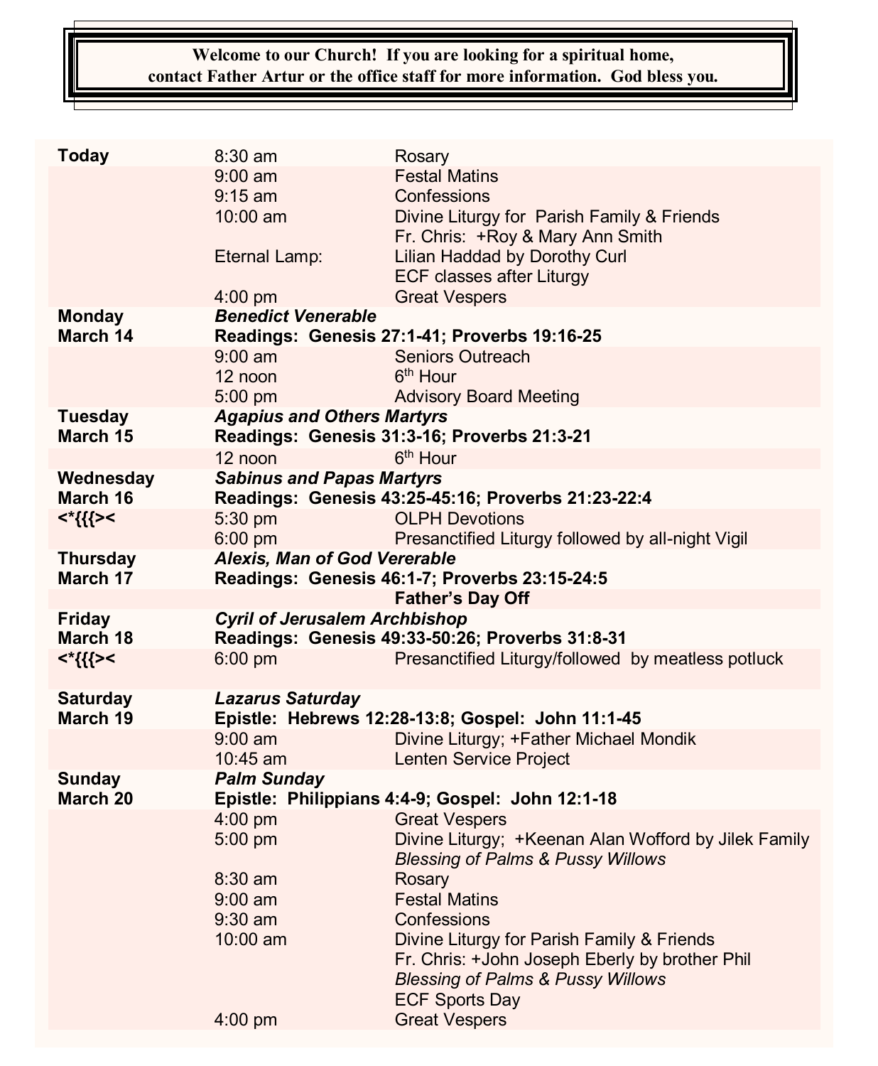**Welcome to our Church! If you are looking for a spiritual home, contact Father Artur or the office staff for more information. God bless you.**

| | | |
|---|---|---|
| **Today** | 8:30 am | Rosary |
| | 9:00 am | Festal Matins |
| | 9:15 am | Confessions |
| | 10:00 am | Divine Liturgy for Parish Family & Friends |
| | | Fr. Chris: +Roy & Mary Ann Smith |
| | Eternal Lamp: | Lilian Haddad by Dorothy Curl |
| | | ECF classes after Liturgy |
| | 4:00 pm | Great Vespers |
| **Monday** | ***Benedict Venerable*** | |
| **March 14** | **Readings: Genesis 27:1-41; Proverbs 19:16-25** | |
| | 9:00 am | Seniors Outreach |
| | 12 noon | 6th Hour |
| | 5:00 pm | Advisory Board Meeting |
| **Tuesday** | ***Agapius and Others Martyrs*** | |
| **March 15** | **Readings: Genesis 31:3-16; Proverbs 21:3-21** | |
| | 12 noon | 6th Hour |
| **Wednesday** | ***Sabinus and Papas Martyrs*** | |
| **March 16** | **Readings: Genesis 43:25-45:16; Proverbs 21:23-22:4** | |
| **<*{{{><** | 5:30 pm | OLPH Devotions |
| | 6:00 pm | Presanctified Liturgy followed by all-night Vigil |
| **Thursday** | ***Alexis, Man of God Vererable*** | |
| **March 17** | **Readings: Genesis 46:1-7; Proverbs 23:15-24:5** | |
| | | **Father's Day Off** |
| **Friday** | ***Cyril of Jerusalem Archbishop*** | |
| **March 18** | **Readings: Genesis 49:33-50:26; Proverbs 31:8-31** | |
| **<*{{{><** | 6:00 pm | Presanctified Liturgy/followed by meatless potluck |
| **Saturday** | ***Lazarus Saturday*** | |
| **March 19** | **Epistle: Hebrews 12:28-13:8; Gospel: John 11:1-45** | |
| | 9:00 am | Divine Liturgy; +Father Michael Mondik |
| | 10:45 am | Lenten Service Project |
| **Sunday** | ***Palm Sunday*** | |
| **March 20** | **Epistle: Philippians 4:4-9; Gospel: John 12:1-18** | |
| | 4:00 pm | Great Vespers |
| | 5:00 pm | Divine Liturgy; +Keenan Alan Wofford by Jilek Family |
| | | *Blessing of Palms & Pussy Willows* |
| | 8:30 am | Rosary |
| | 9:00 am | Festal Matins |
| | 9:30 am | Confessions |
| | 10:00 am | Divine Liturgy for Parish Family & Friends |
| | | Fr. Chris: +John Joseph Eberly by brother Phil |
| | | *Blessing of Palms & Pussy Willows* |
| | | ECF Sports Day |
| | 4:00 pm | Great Vespers |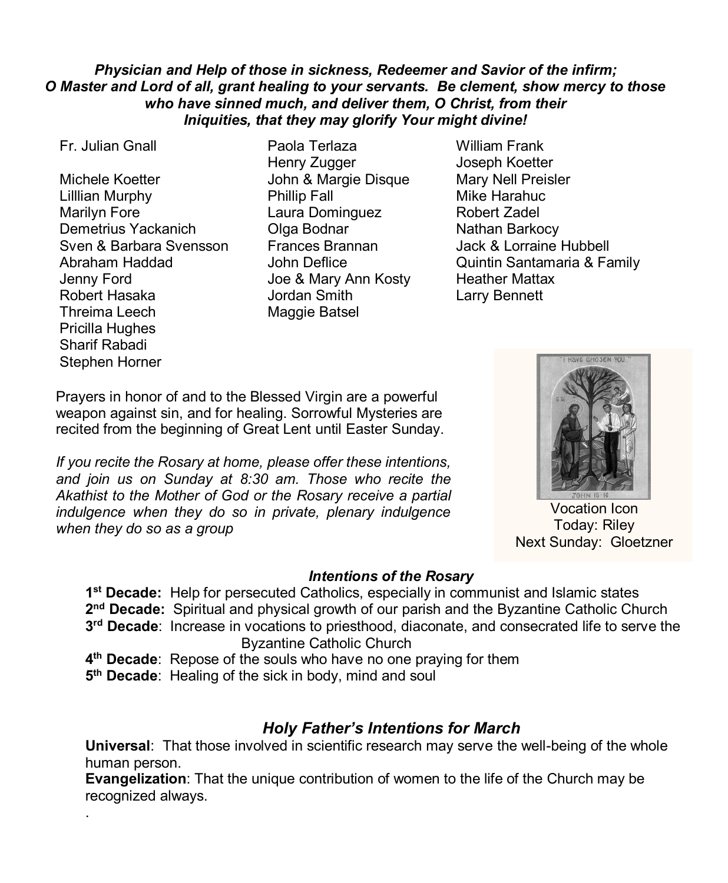***Physician and Help of those in sickness, Redeemer and Savior of the infirm; O Master and Lord of all, grant healing to your servants. Be clement, show mercy to those who have sinned much, and deliver them, O Christ, from their Iniquities, that they may glorify Your might divine!***

Fr. Julian Gnall

Michele Koetter
Lilllian Murphy
Marilyn Fore
Demetrius Yackanich
Sven & Barbara Svensson
Abraham Haddad
Jenny Ford
Robert Hasaka
Threima Leech
Pricilla Hughes
Sharif Rabadi
Stephen Horner

Paola Terlaza
Henry Zugger
John & Margie Disque
Phillip Fall
Laura Dominguez
Olga Bodnar
Frances Brannan
John Deflice
Joe & Mary Ann Kosty
Jordan Smith
Maggie Batsel

William Frank
Joseph Koetter
Mary Nell Preisler
Mike Harahuc
Robert Zadel
Nathan Barkocy
Jack & Lorraine Hubbell
Quintin Santamaria & Family
Heather Mattax
Larry Bennett

Prayers in honor of and to the Blessed Virgin are a powerful weapon against sin, and for healing. Sorrowful Mysteries are recited from the beginning of Great Lent until Easter Sunday.

*If you recite the Rosary at home, please offer these intentions, and join us on Sunday at 8:30 am. Those who recite the Akathist to the Mother of God or the Rosary receive a partial indulgence when they do so in private, plenary indulgence when they do so as a group*

Vocation Icon
Today: Riley
Next Sunday: Gloetzner

### *Intentions of the Rosary*

**1st Decade:** Help for persecuted Catholics, especially in communist and Islamic states
**2nd Decade:** Spiritual and physical growth of our parish and the Byzantine Catholic Church
**3rd Decade**: Increase in vocations to priesthood, diaconate, and consecrated life to serve the Byzantine Catholic Church
**4th Decade**: Repose of the souls who have no one praying for them
**5th Decade**: Healing of the sick in body, mind and soul

## *Holy Father's Intentions for March*

**Universal**: That those involved in scientific research may serve the well-being of the whole human person.
**Evangelization**: That the unique contribution of women to the life of the Church may be recognized always.
.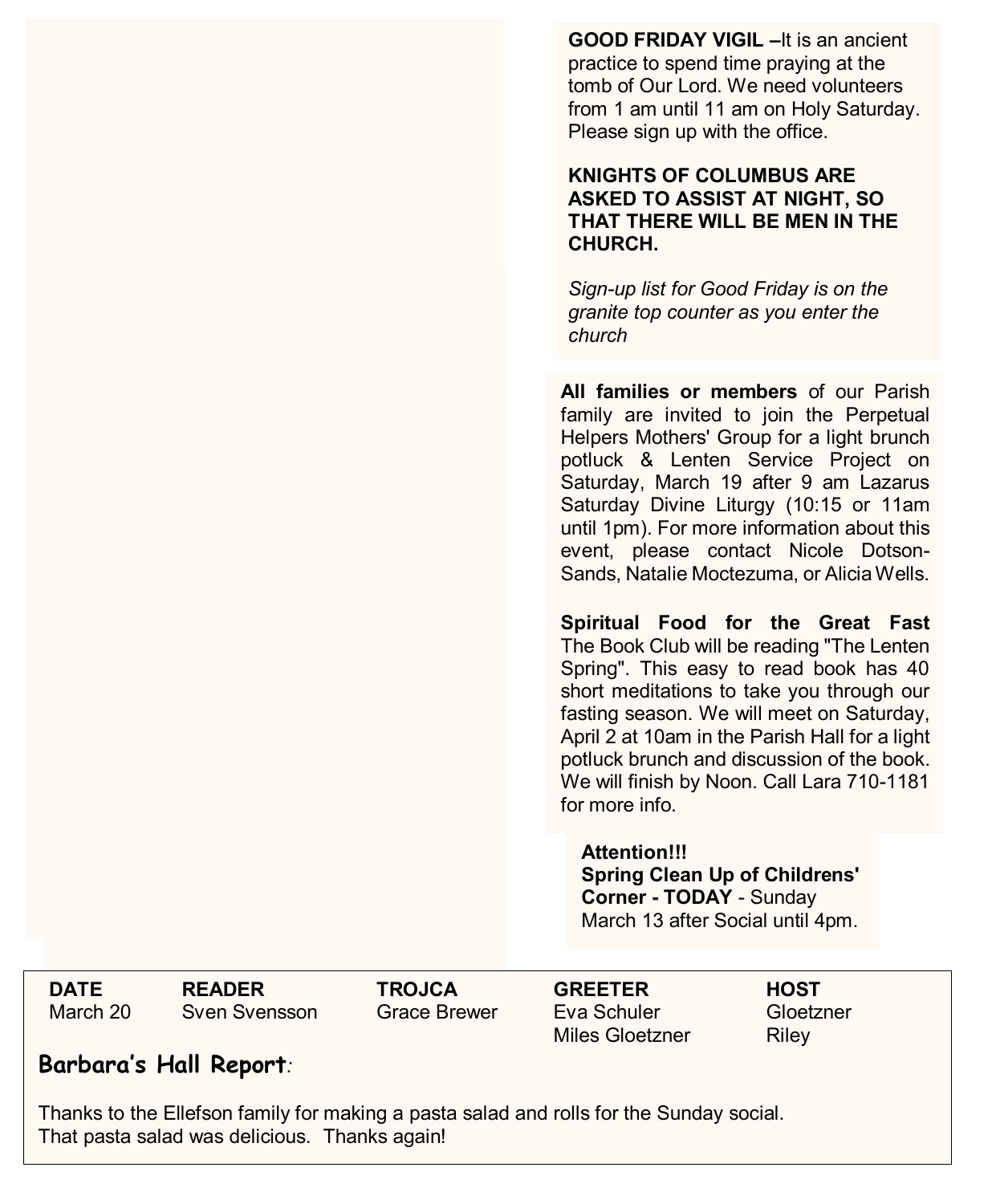**GOOD FRIDAY VIGIL –**It is an ancient practice to spend time praying at the tomb of Our Lord. We need volunteers from 1 am until 11 am on Holy Saturday. Please sign up with the office.

**KNIGHTS OF COLUMBUS ARE ASKED TO ASSIST AT NIGHT, SO THAT THERE WILL BE MEN IN THE CHURCH.**

*Sign-up list for Good Friday is on the granite top counter as you enter the church*

**All families or members** of our Parish family are invited to join the Perpetual Helpers Mothers' Group for a light brunch potluck & Lenten Service Project on Saturday, March 19 after 9 am Lazarus Saturday Divine Liturgy (10:15 or 11am until 1pm). For more information about this event, please contact Nicole Dotson-Sands, Natalie Moctezuma, or Alicia Wells.

**Spiritual Food for the Great Fast** The Book Club will be reading "The Lenten Spring". This easy to read book has 40 short meditations to take you through our fasting season. We will meet on Saturday, April 2 at 10am in the Parish Hall for a light potluck brunch and discussion of the book. We will finish by Noon. Call Lara 710-1181 for more info.

**Attention!!!**
**Spring Clean Up of Childrens' Corner - TODAY** - Sunday March 13 after Social until 4pm.

| DATE | READER | TROJCA | GREETER | HOST |
|---|---|---|---|---|
| March 20 | Sven Svensson | Grace Brewer | Eva Schuler<br>Miles Gloetzner | Gloetzner<br>Riley |

**Barbara's Hall Report**:

Thanks to the Ellefson family for making a pasta salad and rolls for the Sunday social. That pasta salad was delicious. Thanks again!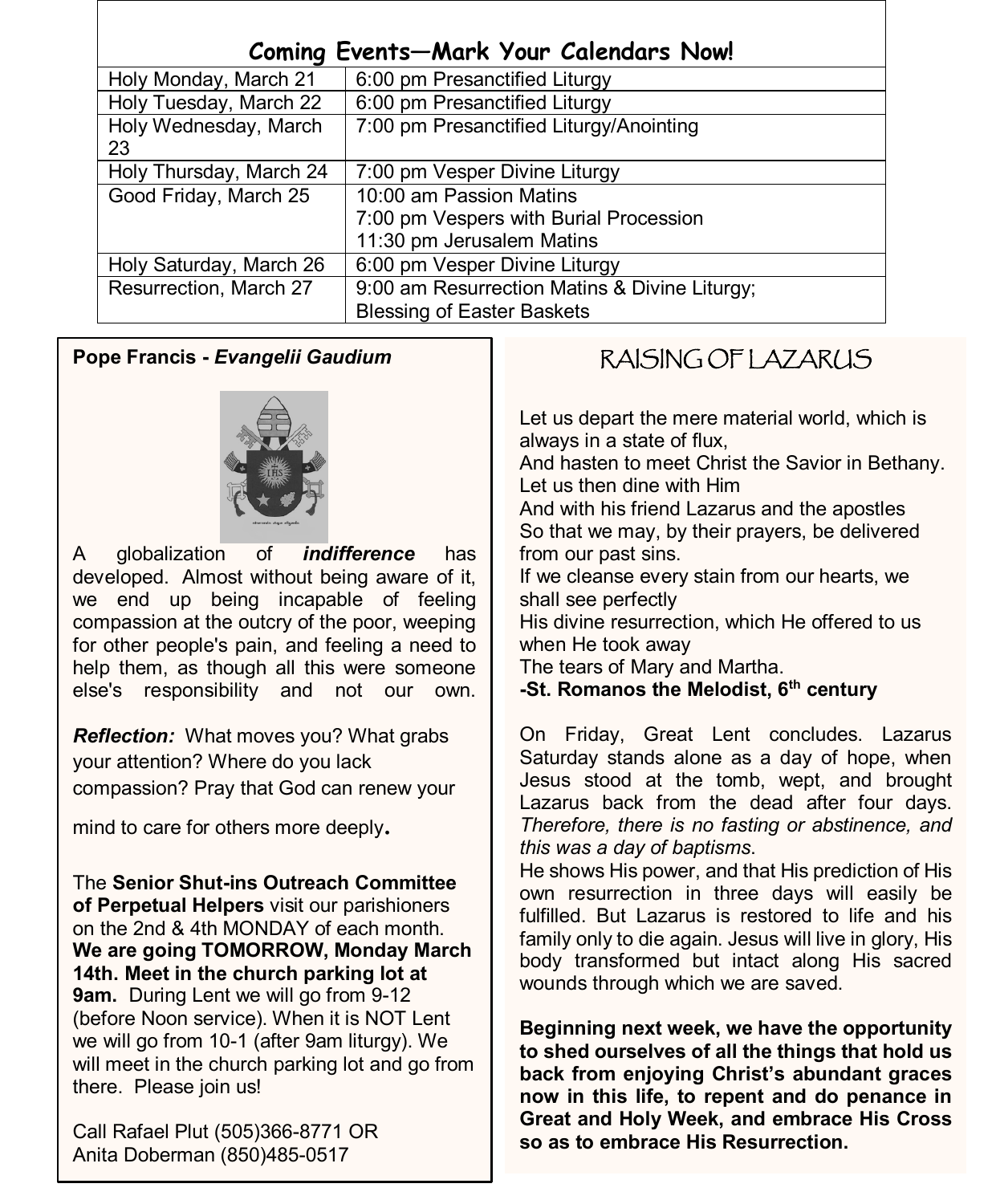## Coming Events—Mark Your Calendars Now!

| | |
|---|---|
| Holy Monday, March 21 | 6:00 pm Presanctified Liturgy |
| Holy Tuesday, March 22 | 6:00 pm Presanctified Liturgy |
| Holy Wednesday, March 23 | 7:00 pm Presanctified Liturgy/Anointing |
| Holy Thursday, March 24 | 7:00 pm Vesper Divine Liturgy |
| Good Friday, March 25 | 10:00 am Passion Matins<br>7:00 pm Vespers with Burial Procession<br>11:30 pm Jerusalem Matins |
| Holy Saturday, March 26 | 6:00 pm Vesper Divine Liturgy |
| Resurrection, March 27 | 9:00 am Resurrection Matins & Divine Liturgy;<br>Blessing of Easter Baskets |

**Pope Francis - *Evangelii Gaudium***

A globalization of ***indifference*** has developed. Almost without being aware of it, we end up being incapable of feeling compassion at the outcry of the poor, weeping for other people's pain, and feeling a need to help them, as though all this were someone else's responsibility and not our own.

***Reflection:*** What moves you? What grabs your attention? Where do you lack compassion? Pray that God can renew your mind to care for others more deeply.

The **Senior Shut-ins Outreach Committee of Perpetual Helpers** visit our parishioners on the 2nd & 4th MONDAY of each month. **We are going TOMORROW, Monday March 14th. Meet in the church parking lot at 9am.** During Lent we will go from 9-12 (before Noon service). When it is NOT Lent we will go from 10-1 (after 9am liturgy). We will meet in the church parking lot and go from there. Please join us!

Call Rafael Plut (505)366-8771 OR
Anita Doberman (850)485-0517

## RAISING OF LAZARUS

Let us depart the mere material world, which is always in a state of flux,
And hasten to meet Christ the Savior in Bethany.
Let us then dine with Him
And with his friend Lazarus and the apostles
So that we may, by their prayers, be delivered from our past sins.
If we cleanse every stain from our hearts, we shall see perfectly
His divine resurrection, which He offered to us when He took away
The tears of Mary and Martha.
**-St. Romanos the Melodist, 6th century**

On Friday, Great Lent concludes. Lazarus Saturday stands alone as a day of hope, when Jesus stood at the tomb, wept, and brought Lazarus back from the dead after four days. *Therefore, there is no fasting or abstinence, and this was a day of baptisms*.
He shows His power, and that His prediction of His own resurrection in three days will easily be fulfilled. But Lazarus is restored to life and his family only to die again. Jesus will live in glory, His body transformed but intact along His sacred wounds through which we are saved.

**Beginning next week, we have the opportunity to shed ourselves of all the things that hold us back from enjoying Christ's abundant graces now in this life, to repent and do penance in Great and Holy Week, and embrace His Cross so as to embrace His Resurrection.**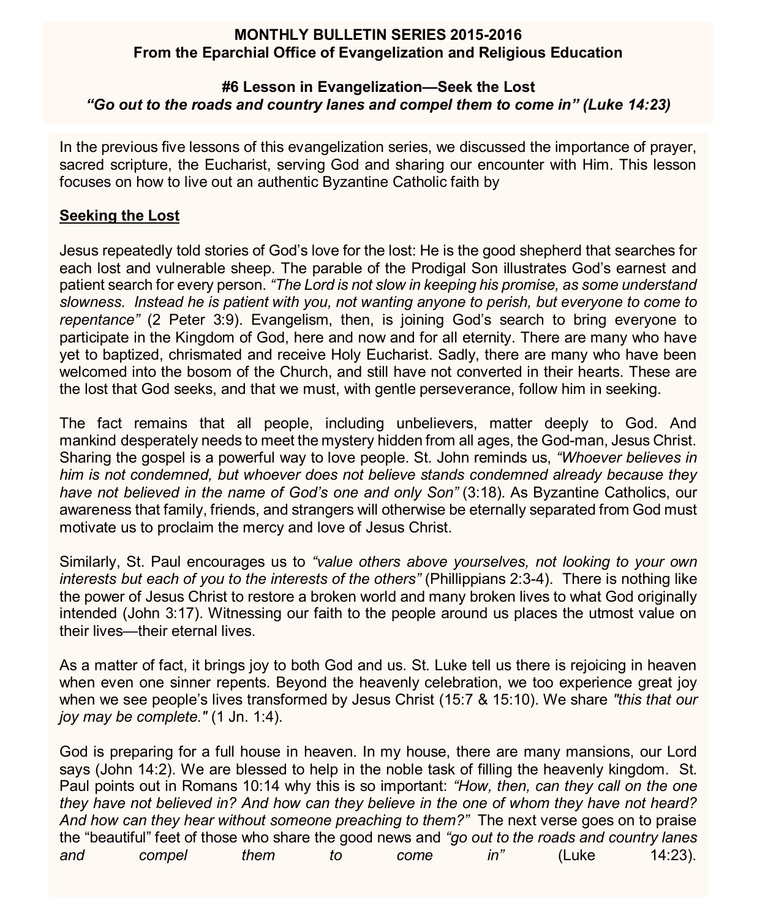**MONTHLY BULLETIN SERIES 2015-2016**
**From the Eparchial Office of Evangelization and Religious Education**

**#6 Lesson in Evangelization—Seek the Lost**
***"Go out to the roads and country lanes and compel them to come in" (Luke 14:23)***

In the previous five lessons of this evangelization series, we discussed the importance of prayer, sacred scripture, the Eucharist, serving God and sharing our encounter with Him. This lesson focuses on how to live out an authentic Byzantine Catholic faith by

**<u>Seeking the Lost</u>**

Jesus repeatedly told stories of God's love for the lost: He is the good shepherd that searches for each lost and vulnerable sheep. The parable of the Prodigal Son illustrates God's earnest and patient search for every person. *"The Lord is not slow in keeping his promise, as some understand slowness. Instead he is patient with you, not wanting anyone to perish, but everyone to come to repentance"* (2 Peter 3:9). Evangelism, then, is joining God's search to bring everyone to participate in the Kingdom of God, here and now and for all eternity. There are many who have yet to baptized, chrismated and receive Holy Eucharist. Sadly, there are many who have been welcomed into the bosom of the Church, and still have not converted in their hearts. These are the lost that God seeks, and that we must, with gentle perseverance, follow him in seeking.

The fact remains that all people, including unbelievers, matter deeply to God. And mankind desperately needs to meet the mystery hidden from all ages, the God-man, Jesus Christ. Sharing the gospel is a powerful way to love people. St. John reminds us, *"Whoever believes in him is not condemned, but whoever does not believe stands condemned already because they have not believed in the name of God's one and only Son"* (3:18). As Byzantine Catholics, our awareness that family, friends, and strangers will otherwise be eternally separated from God must motivate us to proclaim the mercy and love of Jesus Christ.

Similarly, St. Paul encourages us to *"value others above yourselves, not looking to your own interests but each of you to the interests of the others"* (Phillippians 2:3-4). There is nothing like the power of Jesus Christ to restore a broken world and many broken lives to what God originally intended (John 3:17). Witnessing our faith to the people around us places the utmost value on their lives—their eternal lives.

As a matter of fact, it brings joy to both God and us. St. Luke tell us there is rejoicing in heaven when even one sinner repents. Beyond the heavenly celebration, we too experience great joy when we see people's lives transformed by Jesus Christ (15:7 & 15:10). We share *"this that our joy may be complete."* (1 Jn. 1:4).

God is preparing for a full house in heaven. In my house, there are many mansions, our Lord says (John 14:2). We are blessed to help in the noble task of filling the heavenly kingdom. St. Paul points out in Romans 10:14 why this is so important: *"How, then, can they call on the one they have not believed in? And how can they believe in the one of whom they have not heard? And how can they hear without someone preaching to them?"* The next verse goes on to praise the "beautiful" feet of those who share the good news and *"go out to the roads and country lanes and compel them to come in"* (Luke 14:23).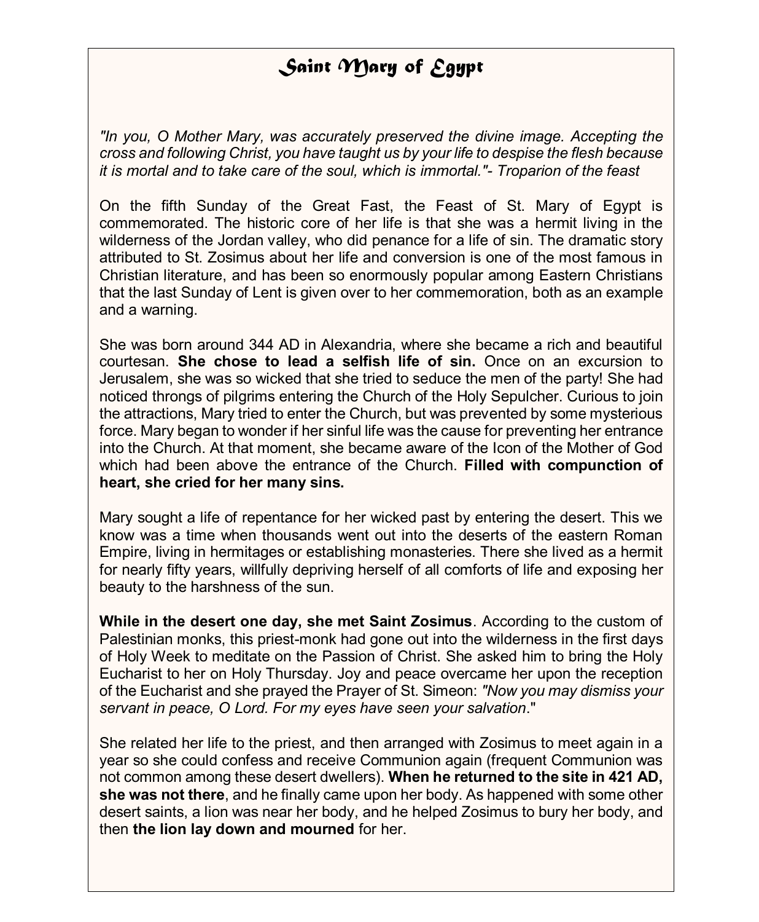# Saint Mary of Egypt

*"In you, O Mother Mary, was accurately preserved the divine image. Accepting the cross and following Christ, you have taught us by your life to despise the flesh because it is mortal and to take care of the soul, which is immortal."- Troparion of the feast*

On the fifth Sunday of the Great Fast, the Feast of St. Mary of Egypt is commemorated. The historic core of her life is that she was a hermit living in the wilderness of the Jordan valley, who did penance for a life of sin. The dramatic story attributed to St. Zosimus about her life and conversion is one of the most famous in Christian literature, and has been so enormously popular among Eastern Christians that the last Sunday of Lent is given over to her commemoration, both as an example and a warning.

She was born around 344 AD in Alexandria, where she became a rich and beautiful courtesan. **She chose to lead a selfish life of sin.** Once on an excursion to Jerusalem, she was so wicked that she tried to seduce the men of the party! She had noticed throngs of pilgrims entering the Church of the Holy Sepulcher. Curious to join the attractions, Mary tried to enter the Church, but was prevented by some mysterious force. Mary began to wonder if her sinful life was the cause for preventing her entrance into the Church. At that moment, she became aware of the Icon of the Mother of God which had been above the entrance of the Church. **Filled with compunction of heart, she cried for her many sins.**

Mary sought a life of repentance for her wicked past by entering the desert. This we know was a time when thousands went out into the deserts of the eastern Roman Empire, living in hermitages or establishing monasteries. There she lived as a hermit for nearly fifty years, willfully depriving herself of all comforts of life and exposing her beauty to the harshness of the sun.

**While in the desert one day, she met Saint Zosimus**. According to the custom of Palestinian monks, this priest-monk had gone out into the wilderness in the first days of Holy Week to meditate on the Passion of Christ. She asked him to bring the Holy Eucharist to her on Holy Thursday. Joy and peace overcame her upon the reception of the Eucharist and she prayed the Prayer of St. Simeon: *"Now you may dismiss your servant in peace, O Lord. For my eyes have seen your salvation*."

She related her life to the priest, and then arranged with Zosimus to meet again in a year so she could confess and receive Communion again (frequent Communion was not common among these desert dwellers). **When he returned to the site in 421 AD, she was not there**, and he finally came upon her body. As happened with some other desert saints, a lion was near her body, and he helped Zosimus to bury her body, and then **the lion lay down and mourned** for her.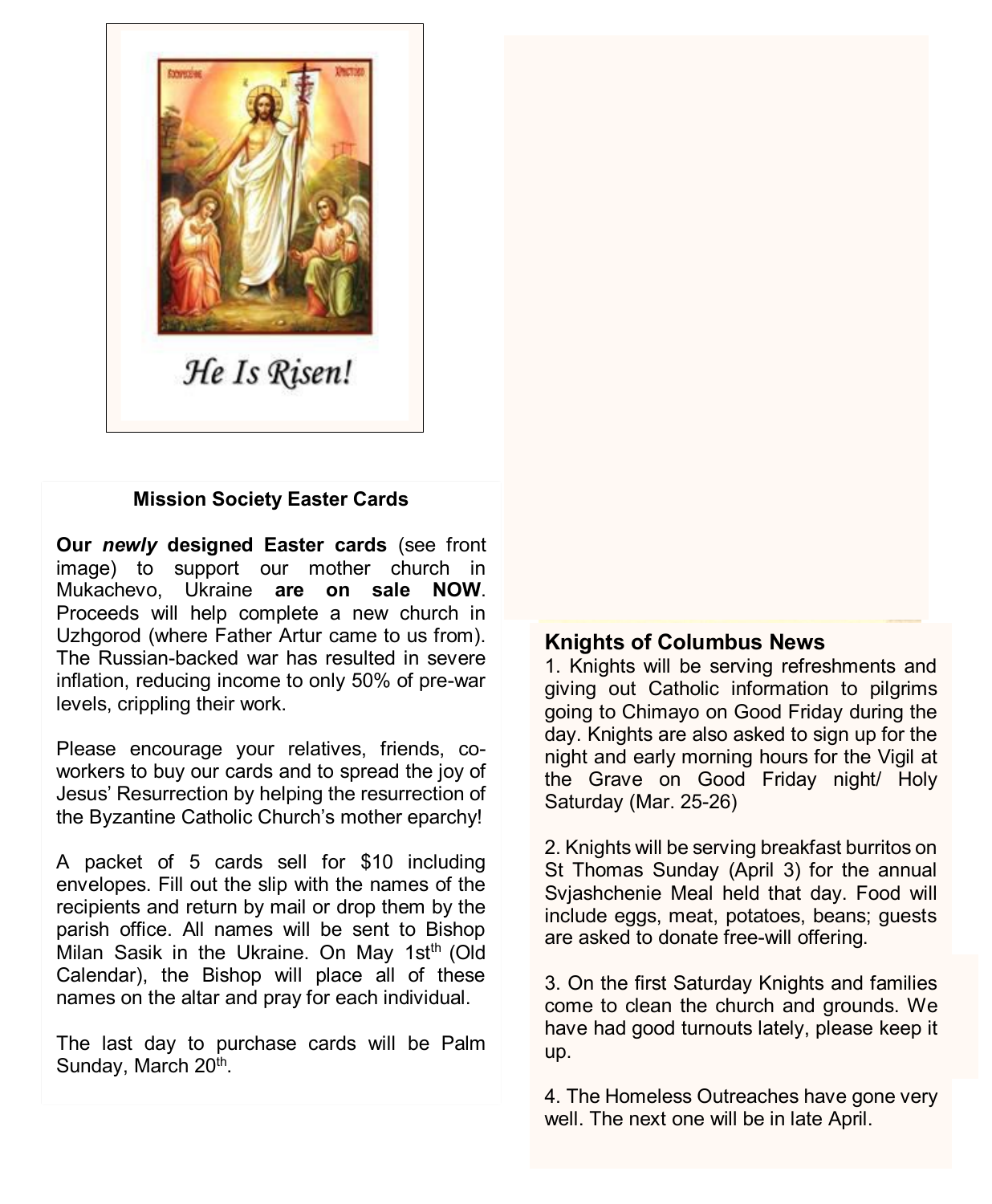He Is Risen!

**Mission Society Easter Cards**

**Our *newly* designed Easter cards** (see front image) to support our mother church in Mukachevo, Ukraine **are on sale NOW**. Proceeds will help complete a new church in Uzhgorod (where Father Artur came to us from). The Russian-backed war has resulted in severe inflation, reducing income to only 50% of pre-war levels, crippling their work.

Please encourage your relatives, friends, co-workers to buy our cards and to spread the joy of Jesus' Resurrection by helping the resurrection of the Byzantine Catholic Church's mother eparchy!

A packet of 5 cards sell for $10 including envelopes. Fill out the slip with the names of the recipients and return by mail or drop them by the parish office. All names will be sent to Bishop Milan Sasik in the Ukraine. On May 1st (Old Calendar), the Bishop will place all of these names on the altar and pray for each individual.

The last day to purchase cards will be Palm Sunday, March 20th.

## Knights of Columbus News

1. Knights will be serving refreshments and giving out Catholic information to pilgrims going to Chimayo on Good Friday during the day. Knights are also asked to sign up for the night and early morning hours for the Vigil at the Grave on Good Friday night/ Holy Saturday (Mar. 25-26)

2. Knights will be serving breakfast burritos on St Thomas Sunday (April 3) for the annual Svjashchenie Meal held that day. Food will include eggs, meat, potatoes, beans; guests are asked to donate free-will offering.

3. On the first Saturday Knights and families come to clean the church and grounds. We have had good turnouts lately, please keep it up.

4. The Homeless Outreaches have gone very well. The next one will be in late April.